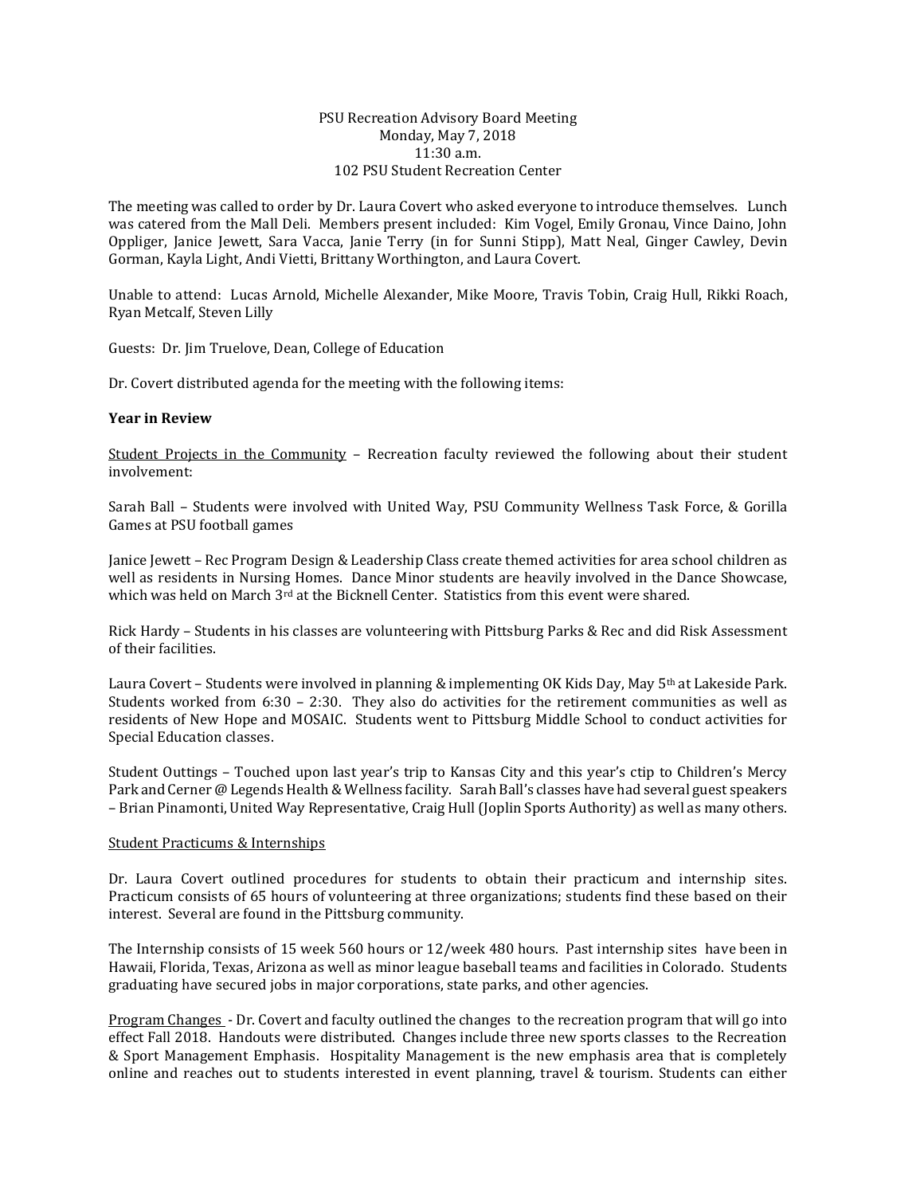PSU Recreation Advisory Board Meeting
Monday, May 7, 2018
11:30 a.m.
102 PSU Student Recreation Center

The meeting was called to order by Dr. Laura Covert who asked everyone to introduce themselves. Lunch was catered from the Mall Deli. Members present included: Kim Vogel, Emily Gronau, Vince Daino, John Oppliger, Janice Jewett, Sara Vacca, Janie Terry (in for Sunni Stipp), Matt Neal, Ginger Cawley, Devin Gorman, Kayla Light, Andi Vietti, Brittany Worthington, and Laura Covert.

Unable to attend: Lucas Arnold, Michelle Alexander, Mike Moore, Travis Tobin, Craig Hull, Rikki Roach, Ryan Metcalf, Steven Lilly

Guests: Dr. Jim Truelove, Dean, College of Education

Dr. Covert distributed agenda for the meeting with the following items:

**Year in Review**

Student Projects in the Community – Recreation faculty reviewed the following about their student involvement:

Sarah Ball – Students were involved with United Way, PSU Community Wellness Task Force, & Gorilla Games at PSU football games

Janice Jewett – Rec Program Design & Leadership Class create themed activities for area school children as well as residents in Nursing Homes. Dance Minor students are heavily involved in the Dance Showcase, which was held on March 3rd at the Bicknell Center. Statistics from this event were shared.

Rick Hardy – Students in his classes are volunteering with Pittsburg Parks & Rec and did Risk Assessment of their facilities.

Laura Covert – Students were involved in planning & implementing OK Kids Day, May 5th at Lakeside Park. Students worked from 6:30 – 2:30. They also do activities for the retirement communities as well as residents of New Hope and MOSAIC. Students went to Pittsburg Middle School to conduct activities for Special Education classes.

Student Outtings – Touched upon last year's trip to Kansas City and this year's ctip to Children's Mercy Park and Cerner @ Legends Health & Wellness facility. Sarah Ball's classes have had several guest speakers – Brian Pinamonti, United Way Representative, Craig Hull (Joplin Sports Authority) as well as many others.

Student Practicums & Internships

Dr. Laura Covert outlined procedures for students to obtain their practicum and internship sites. Practicum consists of 65 hours of volunteering at three organizations; students find these based on their interest. Several are found in the Pittsburg community.

The Internship consists of 15 week 560 hours or 12/week 480 hours. Past internship sites have been in Hawaii, Florida, Texas, Arizona as well as minor league baseball teams and facilities in Colorado. Students graduating have secured jobs in major corporations, state parks, and other agencies.

Program Changes - Dr. Covert and faculty outlined the changes to the recreation program that will go into effect Fall 2018. Handouts were distributed. Changes include three new sports classes to the Recreation & Sport Management Emphasis. Hospitality Management is the new emphasis area that is completely online and reaches out to students interested in event planning, travel & tourism. Students can either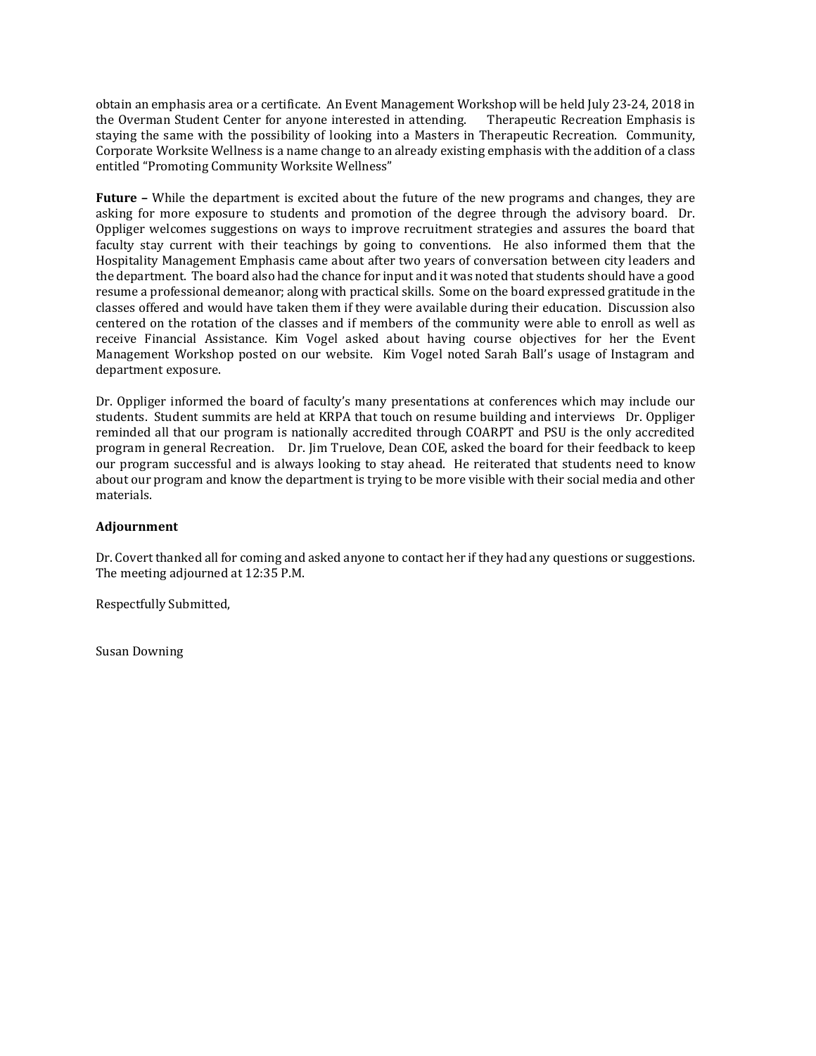obtain an emphasis area or a certificate. An Event Management Workshop will be held July 23-24, 2018 in the Overman Student Center for anyone interested in attending. Therapeutic Recreation Emphasis is staying the same with the possibility of looking into a Masters in Therapeutic Recreation. Community, Corporate Worksite Wellness is a name change to an already existing emphasis with the addition of a class entitled "Promoting Community Worksite Wellness"

**Future –** While the department is excited about the future of the new programs and changes, they are asking for more exposure to students and promotion of the degree through the advisory board. Dr. Oppliger welcomes suggestions on ways to improve recruitment strategies and assures the board that faculty stay current with their teachings by going to conventions. He also informed them that the Hospitality Management Emphasis came about after two years of conversation between city leaders and the department. The board also had the chance for input and it was noted that students should have a good resume a professional demeanor; along with practical skills. Some on the board expressed gratitude in the classes offered and would have taken them if they were available during their education. Discussion also centered on the rotation of the classes and if members of the community were able to enroll as well as receive Financial Assistance. Kim Vogel asked about having course objectives for her the Event Management Workshop posted on our website. Kim Vogel noted Sarah Ball's usage of Instagram and department exposure.

Dr. Oppliger informed the board of faculty's many presentations at conferences which may include our students. Student summits are held at KRPA that touch on resume building and interviews Dr. Oppliger reminded all that our program is nationally accredited through COARPT and PSU is the only accredited program in general Recreation. Dr. Jim Truelove, Dean COE, asked the board for their feedback to keep our program successful and is always looking to stay ahead. He reiterated that students need to know about our program and know the department is trying to be more visible with their social media and other materials.

**Adjournment**

Dr. Covert thanked all for coming and asked anyone to contact her if they had any questions or suggestions. The meeting adjourned at 12:35 P.M.

Respectfully Submitted,

Susan Downing